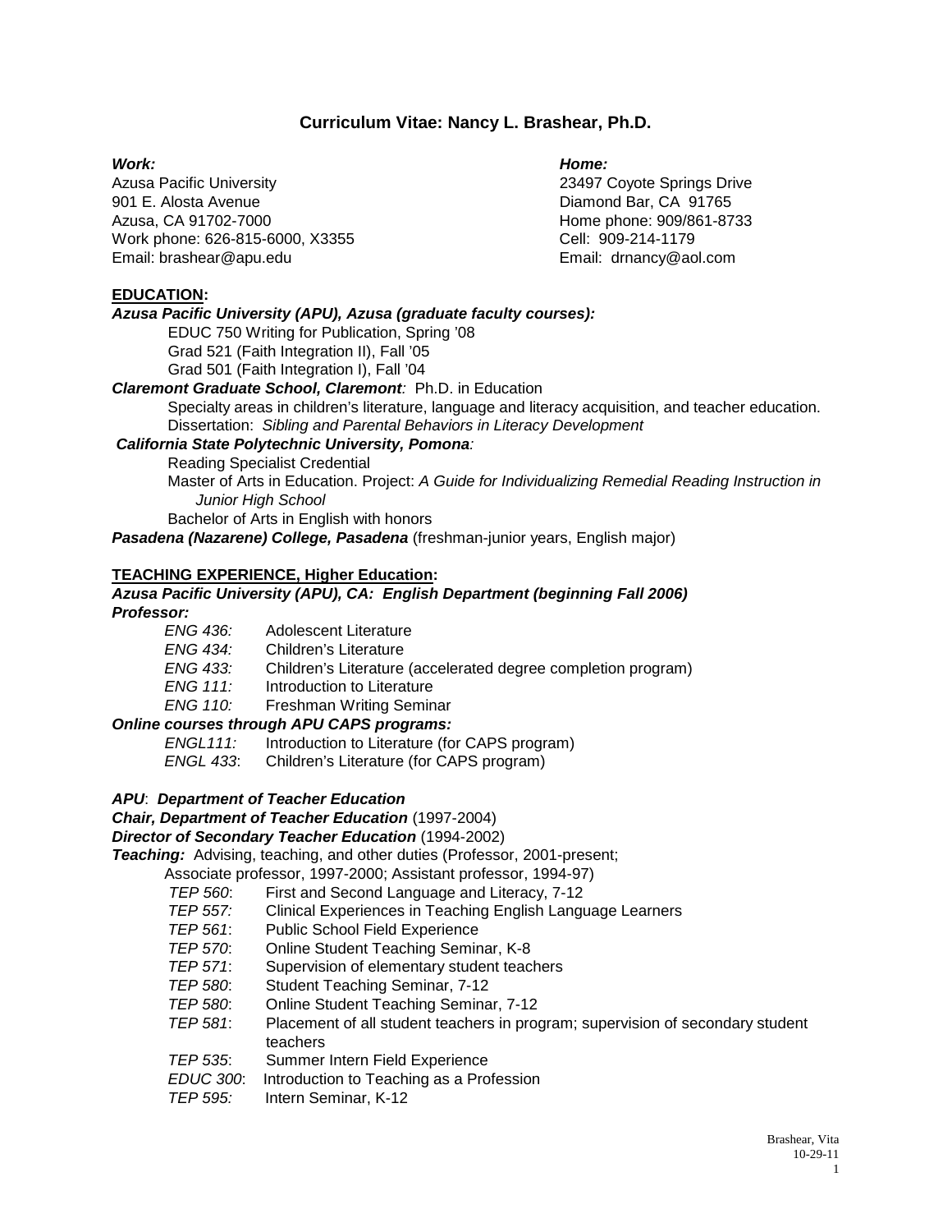# Curriculum Vitae: Nancy L. Brashear, Ph.D.

***Work:***
Azusa Pacific University
901 E. Alosta Avenue
Azusa, CA 91702-7000
Work phone: 626-815-6000, X3355
Email: brashear@apu.edu

***Home:***
23497 Coyote Springs Drive
Diamond Bar, CA 91765
Home phone: 909/861-8733
Cell: 909-214-1179
Email: drnancy@aol.com

## EDUCATION:

***Azusa Pacific University (APU), Azusa (graduate faculty courses):***

EDUC 750 Writing for Publication, Spring '08
Grad 521 (Faith Integration II), Fall '05
Grad 501 (Faith Integration I), Fall '04

***Claremont Graduate School, Claremont:*** Ph.D. in Education

Specialty areas in children's literature, language and literacy acquisition, and teacher education.
Dissertation: *Sibling and Parental Behaviors in Literacy Development*

***California State Polytechnic University, Pomona:***

Reading Specialist Credential
Master of Arts in Education. Project: *A Guide for Individualizing Remedial Reading Instruction in Junior High School*
Bachelor of Arts in English with honors

***Pasadena (Nazarene) College, Pasadena*** (freshman-junior years, English major)

## TEACHING EXPERIENCE, Higher Education:

***Azusa Pacific University (APU), CA: English Department (beginning Fall 2006)***

***Professor:***

*ENG 436:* Adolescent Literature
*ENG 434:* Children's Literature
*ENG 433:* Children's Literature (accelerated degree completion program)
*ENG 111:* Introduction to Literature
*ENG 110:* Freshman Writing Seminar

***Online courses through APU CAPS programs:***

*ENGL111:* Introduction to Literature (for CAPS program)
*ENGL 433*: Children's Literature (for CAPS program)

***APU*: *Department of Teacher Education***

***Chair, Department of Teacher Education*** (1997-2004)
***Director of Secondary Teacher Education*** (1994-2002)
***Teaching:*** Advising, teaching, and other duties (Professor, 2001-present; Associate professor, 1997-2000; Assistant professor, 1994-97)

*TEP 560*: First and Second Language and Literacy, 7-12
*TEP 557:* Clinical Experiences in Teaching English Language Learners
*TEP 561*: Public School Field Experience
*TEP 570*: Online Student Teaching Seminar, K-8
*TEP 571*: Supervision of elementary student teachers
*TEP 580*: Student Teaching Seminar, 7-12
*TEP 580*: Online Student Teaching Seminar, 7-12
*TEP 581*: Placement of all student teachers in program; supervision of secondary student teachers
*TEP 535*: Summer Intern Field Experience
*EDUC 300*: Introduction to Teaching as a Profession
*TEP 595:* Intern Seminar, K-12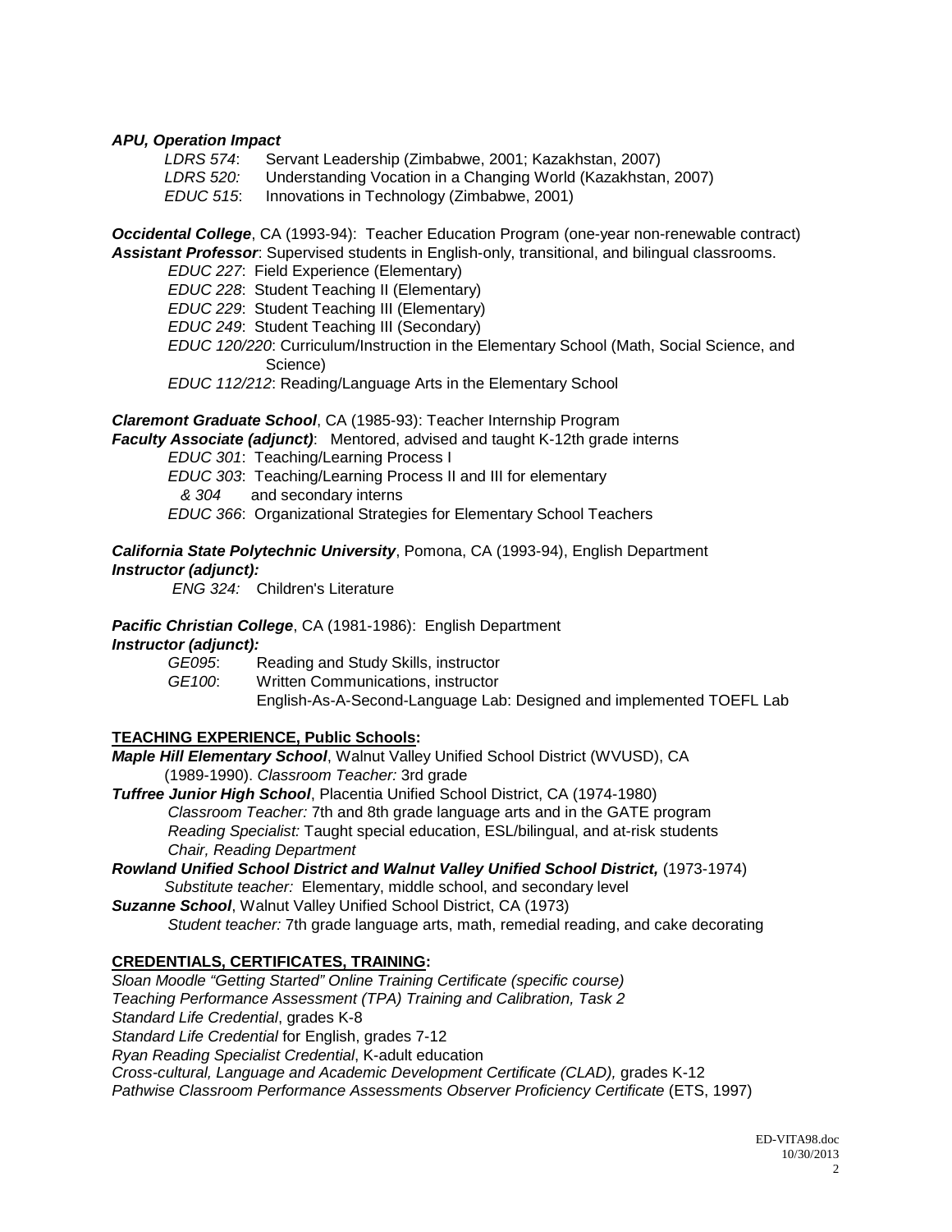***APU, Operation Impact***

*LDRS 574*: Servant Leadership (Zimbabwe, 2001; Kazakhstan, 2007)
*LDRS 520:* Understanding Vocation in a Changing World (Kazakhstan, 2007)
*EDUC 515*: Innovations in Technology (Zimbabwe, 2001)

***Occidental College***, CA (1993-94): Teacher Education Program (one-year non-renewable contract)
***Assistant Professor***: Supervised students in English-only, transitional, and bilingual classrooms.

*EDUC 227*: Field Experience (Elementary)
*EDUC 228*: Student Teaching II (Elementary)
*EDUC 229*: Student Teaching III (Elementary)
*EDUC 249*: Student Teaching III (Secondary)
*EDUC 120/220*: Curriculum/Instruction in the Elementary School (Math, Social Science, and Science)
*EDUC 112/212*: Reading/Language Arts in the Elementary School

***Claremont Graduate School***, CA (1985-93): Teacher Internship Program
***Faculty Associate (adjunct)***: Mentored, advised and taught K-12th grade interns

*EDUC 301*: Teaching/Learning Process I
*EDUC 303*: Teaching/Learning Process II and III for elementary
*& 304* and secondary interns
*EDUC 366*: Organizational Strategies for Elementary School Teachers

***California State Polytechnic University***, Pomona, CA (1993-94), English Department
***Instructor (adjunct):***

*ENG 324:* Children's Literature

***Pacific Christian College***, CA (1981-1986): English Department
***Instructor (adjunct):***

*GE095*: Reading and Study Skills, instructor
*GE100*: Written Communications, instructor
English-As-A-Second-Language Lab: Designed and implemented TOEFL Lab

**TEACHING EXPERIENCE, Public Schools:**

***Maple Hill Elementary School***, Walnut Valley Unified School District (WVUSD), CA (1989-1990). *Classroom Teacher:* 3rd grade

***Tuffree Junior High School***, Placentia Unified School District, CA (1974-1980)
*Classroom Teacher:* 7th and 8th grade language arts and in the GATE program
*Reading Specialist:* Taught special education, ESL/bilingual, and at-risk students
*Chair, Reading Department*

***Rowland Unified School District and Walnut Valley Unified School District,*** (1973-1974)
*Substitute teacher:* Elementary, middle school, and secondary level

***Suzanne School***, Walnut Valley Unified School District, CA (1973)
*Student teacher:* 7th grade language arts, math, remedial reading, and cake decorating

**CREDENTIALS, CERTIFICATES, TRAINING:**

*Sloan Moodle "Getting Started" Online Training Certificate (specific course)*
*Teaching Performance Assessment (TPA) Training and Calibration, Task 2*
*Standard Life Credential*, grades K-8
*Standard Life Credential* for English, grades 7-12
*Ryan Reading Specialist Credential*, K-adult education
*Cross-cultural, Language and Academic Development Certificate (CLAD),* grades K-12
*Pathwise Classroom Performance Assessments Observer Proficiency Certificate* (ETS, 1997)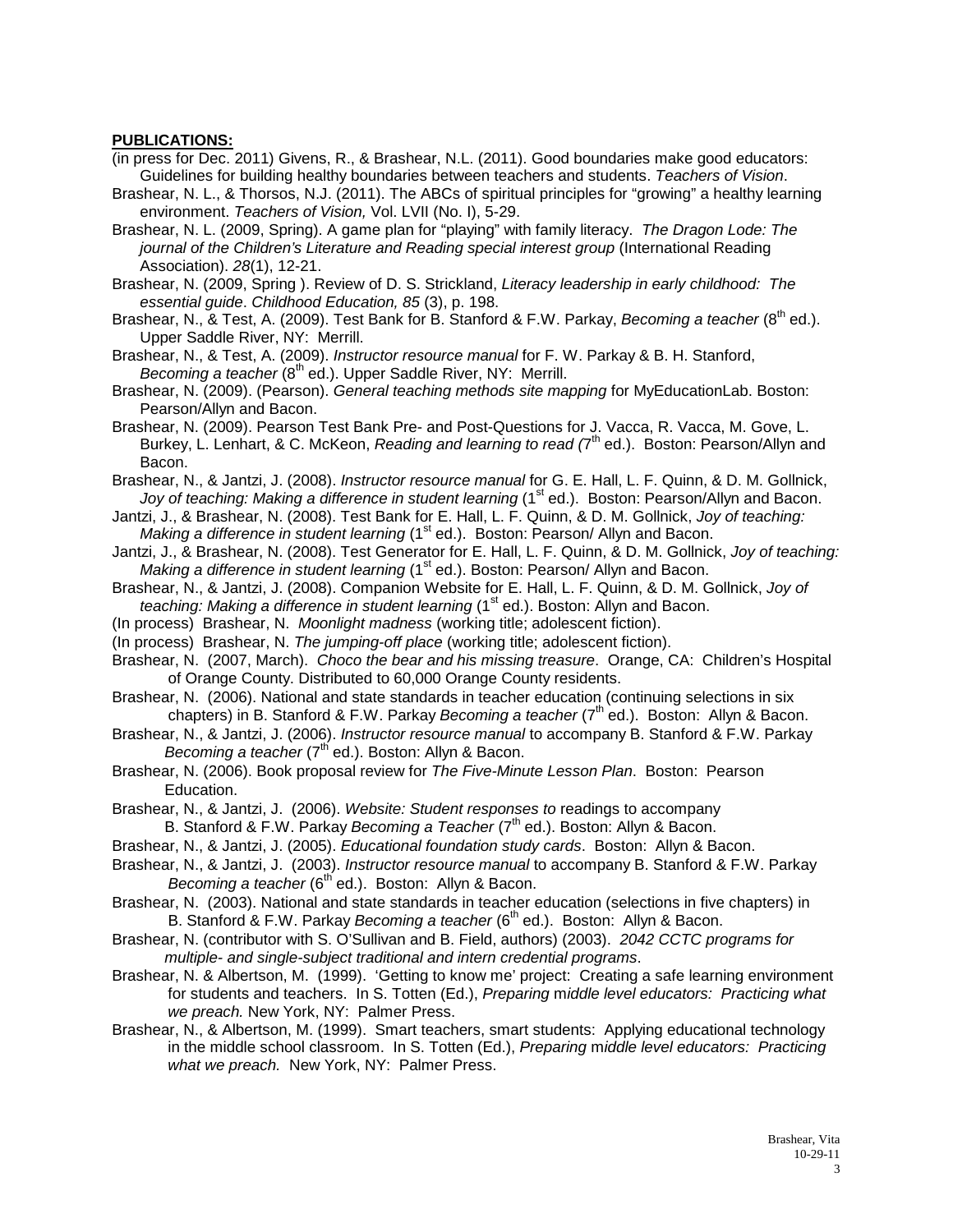**PUBLICATIONS:**

(in press for Dec. 2011) Givens, R., & Brashear, N.L. (2011). Good boundaries make good educators: Guidelines for building healthy boundaries between teachers and students. *Teachers of Vision*.

Brashear, N. L., & Thorsos, N.J. (2011). The ABCs of spiritual principles for "growing" a healthy learning environment. *Teachers of Vision,* Vol. LVII (No. I), 5-29.

Brashear, N. L. (2009, Spring). A game plan for "playing" with family literacy. *The Dragon Lode: The journal of the Children's Literature and Reading special interest group* (International Reading Association). *28*(1), 12-21.

Brashear, N. (2009, Spring ). Review of D. S. Strickland, *Literacy leadership in early childhood: The essential guide*. *Childhood Education, 85* (3), p. 198.

Brashear, N., & Test, A. (2009). Test Bank for B. Stanford & F.W. Parkay, *Becoming a teacher* (8th ed.). Upper Saddle River, NY: Merrill.

Brashear, N., & Test, A. (2009). *Instructor resource manual* for F. W. Parkay & B. H. Stanford, *Becoming a teacher* (8th ed.). Upper Saddle River, NY: Merrill.

Brashear, N. (2009). (Pearson). *General teaching methods site mapping* for MyEducationLab. Boston: Pearson/Allyn and Bacon.

Brashear, N. (2009). Pearson Test Bank Pre- and Post-Questions for J. Vacca, R. Vacca, M. Gove, L. Burkey, L. Lenhart, & C. McKeon, *Reading and learning to read (*7th ed.). Boston: Pearson/Allyn and Bacon.

Brashear, N., & Jantzi, J. (2008). *Instructor resource manual* for G. E. Hall, L. F. Quinn, & D. M. Gollnick, *Joy of teaching: Making a difference in student learning* (1st ed.). Boston: Pearson/Allyn and Bacon.

Jantzi, J., & Brashear, N. (2008). Test Bank for E. Hall, L. F. Quinn, & D. M. Gollnick, *Joy of teaching: Making a difference in student learning* (1st ed.). Boston: Pearson/ Allyn and Bacon.

Jantzi, J., & Brashear, N. (2008). Test Generator for E. Hall, L. F. Quinn, & D. M. Gollnick, *Joy of teaching: Making a difference in student learning* (1st ed.). Boston: Pearson/ Allyn and Bacon.

Brashear, N., & Jantzi, J. (2008). Companion Website for E. Hall, L. F. Quinn, & D. M. Gollnick, *Joy of teaching: Making a difference in student learning* (1st ed.). Boston: Allyn and Bacon.

(In process) Brashear, N. *Moonlight madness* (working title; adolescent fiction).

(In process) Brashear, N. *The jumping-off place* (working title; adolescent fiction).

Brashear, N. (2007, March). *Choco the bear and his missing treasure*. Orange, CA: Children's Hospital of Orange County. Distributed to 60,000 Orange County residents.

Brashear, N. (2006). National and state standards in teacher education (continuing selections in six chapters) in B. Stanford & F.W. Parkay *Becoming a teacher* (7th ed.). Boston: Allyn & Bacon.

Brashear, N., & Jantzi, J. (2006). *Instructor resource manual* to accompany B. Stanford & F.W. Parkay *Becoming a teacher* (7th ed.). Boston: Allyn & Bacon.

Brashear, N. (2006). Book proposal review for *The Five-Minute Lesson Plan*. Boston: Pearson Education.

Brashear, N., & Jantzi, J. (2006). *Website: Student responses to* readings to accompany B. Stanford & F.W. Parkay *Becoming a Teacher* (7th ed.). Boston: Allyn & Bacon.

Brashear, N., & Jantzi, J. (2005). *Educational foundation study cards*. Boston: Allyn & Bacon.

Brashear, N., & Jantzi, J. (2003). *Instructor resource manual* to accompany B. Stanford & F.W. Parkay *Becoming a teacher* (6th ed.). Boston: Allyn & Bacon.

Brashear, N. (2003). National and state standards in teacher education (selections in five chapters) in B. Stanford & F.W. Parkay *Becoming a teacher* (6th ed.). Boston: Allyn & Bacon.

Brashear, N. (contributor with S. O'Sullivan and B. Field, authors) (2003). *2042 CCTC programs for multiple- and single-subject traditional and intern credential programs*.

Brashear, N. & Albertson, M. (1999). 'Getting to know me' project: Creating a safe learning environment for students and teachers. In S. Totten (Ed.), *Preparing middle level educators: Practicing what we preach.* New York, NY: Palmer Press.

Brashear, N., & Albertson, M. (1999). Smart teachers, smart students: Applying educational technology in the middle school classroom. In S. Totten (Ed.), *Preparing middle level educators: Practicing what we preach.* New York, NY: Palmer Press.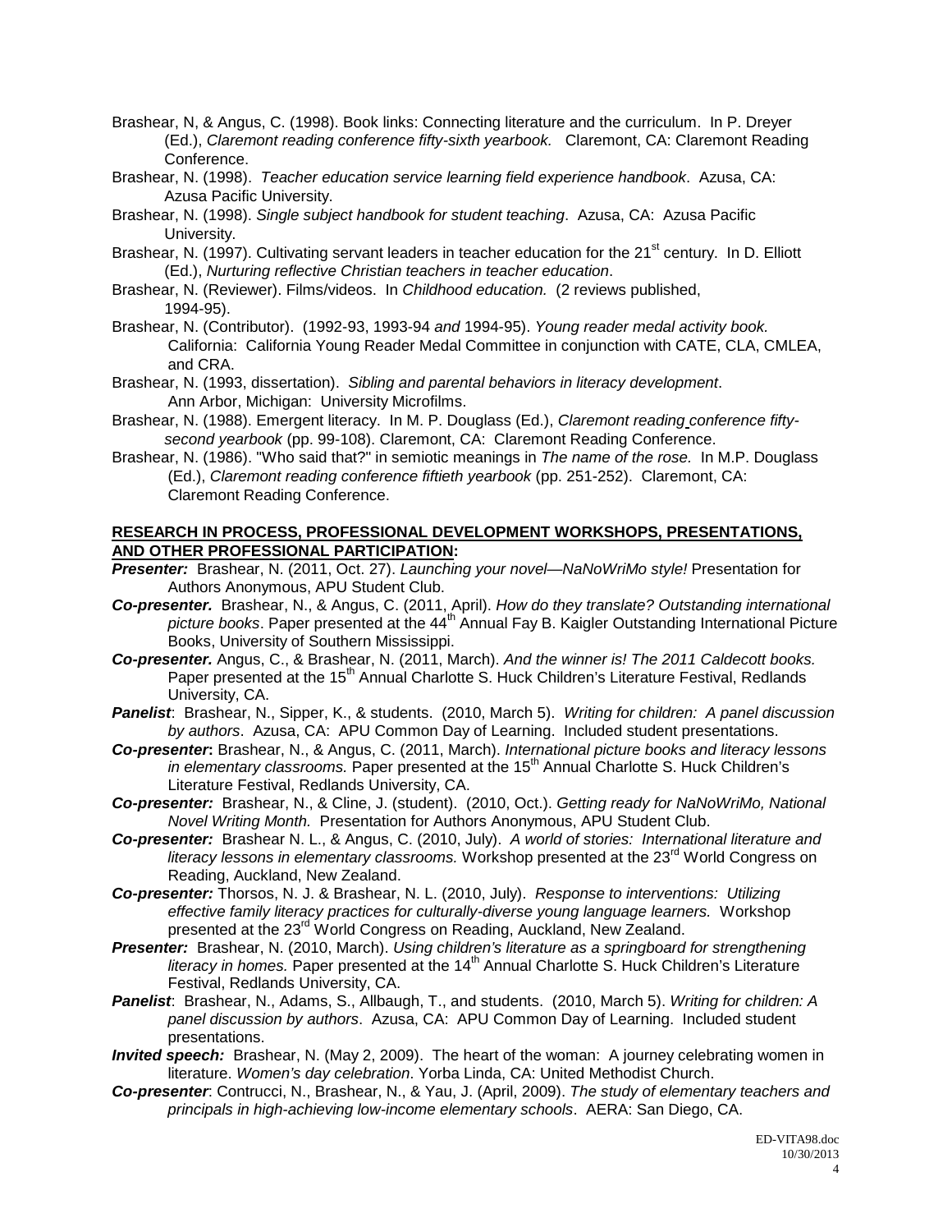Brashear, N, & Angus, C. (1998). Book links: Connecting literature and the curriculum. In P. Dreyer (Ed.), *Claremont reading conference fifty-sixth yearbook.* Claremont, CA: Claremont Reading Conference.

Brashear, N. (1998). *Teacher education service learning field experience handbook*. Azusa, CA: Azusa Pacific University.

Brashear, N. (1998). *Single subject handbook for student teaching*. Azusa, CA: Azusa Pacific University.

Brashear, N. (1997). Cultivating servant leaders in teacher education for the 21st century. In D. Elliott (Ed.), *Nurturing reflective Christian teachers in teacher education*.

Brashear, N. (Reviewer). Films/videos. In *Childhood education.* (2 reviews published, 1994-95).

Brashear, N. (Contributor). (1992-93, 1993-94 *and* 1994-95). *Young reader medal activity book.* California: California Young Reader Medal Committee in conjunction with CATE, CLA, CMLEA, and CRA.

Brashear, N. (1993, dissertation). *Sibling and parental behaviors in literacy development*. Ann Arbor, Michigan: University Microfilms.

Brashear, N. (1988). Emergent literacy. In M. P. Douglass (Ed.), *Claremont reading conference fifty-second yearbook* (pp. 99-108). Claremont, CA: Claremont Reading Conference.

Brashear, N. (1986). "Who said that?" in semiotic meanings in *The name of the rose.* In M.P. Douglass (Ed.), *Claremont reading conference fiftieth yearbook* (pp. 251-252). Claremont, CA: Claremont Reading Conference.

**RESEARCH IN PROCESS, PROFESSIONAL DEVELOPMENT WORKSHOPS, PRESENTATIONS, AND OTHER PROFESSIONAL PARTICIPATION:**

***Presenter:*** Brashear, N. (2011, Oct. 27). *Launching your novel—NaNoWriMo style!* Presentation for Authors Anonymous, APU Student Club.

***Co-presenter.*** Brashear, N., & Angus, C. (2011, April). *How do they translate? Outstanding international picture books*. Paper presented at the 44th Annual Fay B. Kaigler Outstanding International Picture Books, University of Southern Mississippi.

***Co-presenter.*** Angus, C., & Brashear, N. (2011, March). *And the winner is! The 2011 Caldecott books.* Paper presented at the 15th Annual Charlotte S. Huck Children's Literature Festival, Redlands University, CA.

***Panelist***: Brashear, N., Sipper, K., & students. (2010, March 5). *Writing for children: A panel discussion by authors*. Azusa, CA: APU Common Day of Learning. Included student presentations.

***Co-presenter*:** Brashear, N., & Angus, C. (2011, March). *International picture books and literacy lessons in elementary classrooms.* Paper presented at the 15th Annual Charlotte S. Huck Children's Literature Festival, Redlands University, CA.

***Co-presenter:*** Brashear, N., & Cline, J. (student). (2010, Oct.). *Getting ready for NaNoWriMo, National Novel Writing Month.* Presentation for Authors Anonymous, APU Student Club.

***Co-presenter:*** Brashear N. L., & Angus, C. (2010, July). *A world of stories: International literature and literacy lessons in elementary classrooms.* Workshop presented at the 23rd World Congress on Reading, Auckland, New Zealand.

***Co-presenter:*** Thorsos, N. J. & Brashear, N. L. (2010, July). *Response to interventions: Utilizing effective family literacy practices for culturally-diverse young language learners.* Workshop presented at the 23rd World Congress on Reading, Auckland, New Zealand.

***Presenter:*** Brashear, N. (2010, March). *Using children's literature as a springboard for strengthening literacy in homes.* Paper presented at the 14th Annual Charlotte S. Huck Children's Literature Festival, Redlands University, CA.

***Panelist***: Brashear, N., Adams, S., Allbaugh, T., and students. (2010, March 5). *Writing for children: A panel discussion by authors*. Azusa, CA: APU Common Day of Learning. Included student presentations.

***Invited speech:*** Brashear, N. (May 2, 2009). The heart of the woman: A journey celebrating women in literature. *Women's day celebration*. Yorba Linda, CA: United Methodist Church.

***Co-presenter***: Contrucci, N., Brashear, N., & Yau, J. (April, 2009). *The study of elementary teachers and principals in high-achieving low-income elementary schools*. AERA: San Diego, CA.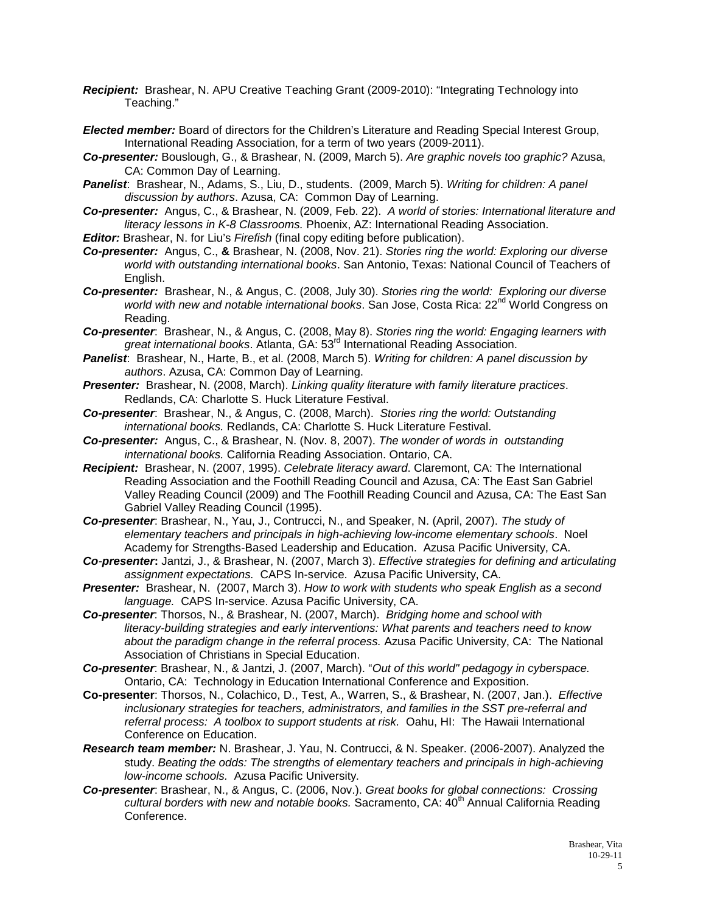***Recipient:*** Brashear, N. APU Creative Teaching Grant (2009-2010): "Integrating Technology into Teaching."

***Elected member:*** Board of directors for the Children's Literature and Reading Special Interest Group, International Reading Association, for a term of two years (2009-2011).

***Co-presenter:*** Bouslough, G., & Brashear, N. (2009, March 5). *Are graphic novels too graphic?* Azusa, CA: Common Day of Learning.

***Panelist***: Brashear, N., Adams, S., Liu, D., students. (2009, March 5). *Writing for children: A panel discussion by authors*. Azusa, CA: Common Day of Learning.

***Co-presenter:*** Angus, C., & Brashear, N. (2009, Feb. 22). *A world of stories: International literature and literacy lessons in K-8 Classrooms.* Phoenix, AZ: International Reading Association.

***Editor:*** Brashear, N. for Liu's *Firefish* (final copy editing before publication).

***Co-presenter:*** Angus, C., **&** Brashear, N. (2008, Nov. 21). *Stories ring the world: Exploring our diverse world with outstanding international books*. San Antonio, Texas: National Council of Teachers of English.

***Co-presenter:*** Brashear, N., & Angus, C. (2008, July 30). *Stories ring the world: Exploring our diverse world with new and notable international books*. San Jose, Costa Rica: 22nd World Congress on Reading.

***Co-presenter***: Brashear, N., & Angus, C. (2008, May 8). *Stories ring the world: Engaging learners with great international books*. Atlanta, GA: 53rd International Reading Association.

***Panelist***: Brashear, N., Harte, B., et al. (2008, March 5). *Writing for children: A panel discussion by authors*. Azusa, CA: Common Day of Learning.

***Presenter:*** Brashear, N. (2008, March). *Linking quality literature with family literature practices*. Redlands, CA: Charlotte S. Huck Literature Festival.

***Co-presenter***: Brashear, N., & Angus, C. (2008, March). *Stories ring the world: Outstanding international books.* Redlands, CA: Charlotte S. Huck Literature Festival.

***Co-presenter:*** Angus, C., & Brashear, N. (Nov. 8, 2007). *The wonder of words in outstanding international books.* California Reading Association. Ontario, CA.

***Recipient:*** Brashear, N. (2007, 1995). *Celebrate literacy award*. Claremont, CA: The International Reading Association and the Foothill Reading Council and Azusa, CA: The East San Gabriel Valley Reading Council (2009) and The Foothill Reading Council and Azusa, CA: The East San Gabriel Valley Reading Council (1995).

***Co-presenter***: Brashear, N., Yau, J., Contrucci, N., and Speaker, N. (April, 2007). *The study of elementary teachers and principals in high-achieving low-income elementary schools*. Noel Academy for Strengths-Based Leadership and Education. Azusa Pacific University, CA.

***Co-presenter*:** Jantzi, J., & Brashear, N. (2007, March 3). *Effective strategies for defining and articulating assignment expectations.* CAPS In-service. Azusa Pacific University, CA.

***Presenter:*** Brashear, N. (2007, March 3). *How to work with students who speak English as a second language.* CAPS In-service. Azusa Pacific University, CA.

***Co-presenter***: Thorsos, N., & Brashear, N. (2007, March). *Bridging home and school with literacy-building strategies and early interventions: What parents and teachers need to know about the paradigm change in the referral process.* Azusa Pacific University, CA: The National Association of Christians in Special Education.

***Co-presenter***: Brashear, N., & Jantzi, J. (2007, March). "*Out of this world" pedagogy in cyberspace.* Ontario, CA: Technology in Education International Conference and Exposition.

**Co-presenter**: Thorsos, N., Colachico, D., Test, A., Warren, S., & Brashear, N. (2007, Jan.). *Effective inclusionary strategies for teachers, administrators, and families in the SST pre-referral and referral process: A toolbox to support students at risk.* Oahu, HI: The Hawaii International Conference on Education.

***Research team member:*** N. Brashear, J. Yau, N. Contrucci, & N. Speaker. (2006-2007). Analyzed the study. *Beating the odds: The strengths of elementary teachers and principals in high-achieving low-income schools.* Azusa Pacific University.

***Co-presenter***: Brashear, N., & Angus, C. (2006, Nov.). *Great books for global connections: Crossing cultural borders with new and notable books.* Sacramento, CA: 40th Annual California Reading Conference.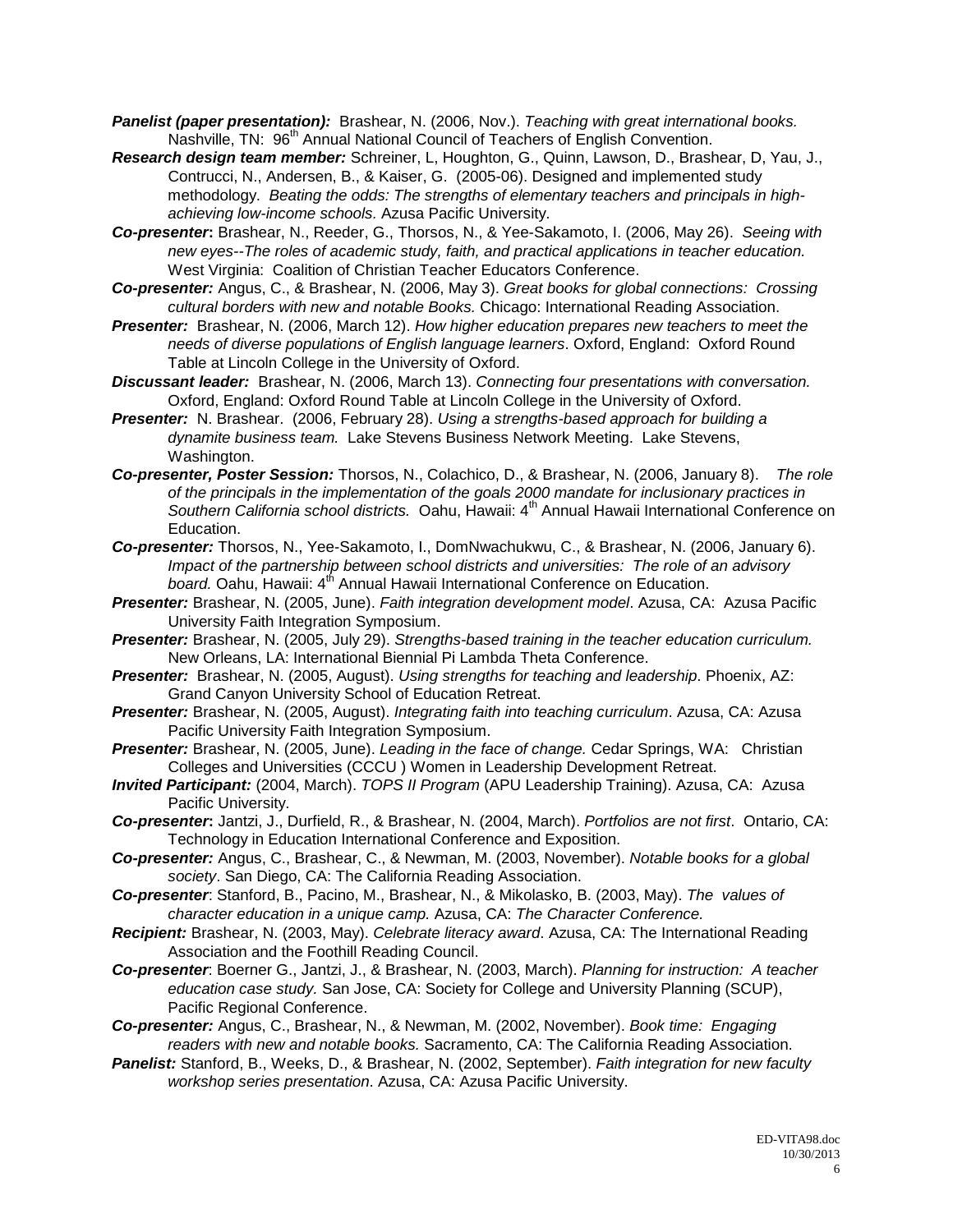***Panelist (paper presentation):*** Brashear, N. (2006, Nov.). *Teaching with great international books.* Nashville, TN: 96th Annual National Council of Teachers of English Convention.

***Research design team member:*** Schreiner, L, Houghton, G., Quinn, Lawson, D., Brashear, D, Yau, J., Contrucci, N., Andersen, B., & Kaiser, G. (2005-06). Designed and implemented study methodology. *Beating the odds: The strengths of elementary teachers and principals in high-achieving low-income schools.* Azusa Pacific University.

***Co-presenter*:** Brashear, N., Reeder, G., Thorsos, N., & Yee-Sakamoto, I. (2006, May 26). *Seeing with new eyes--The roles of academic study, faith, and practical applications in teacher education.* West Virginia: Coalition of Christian Teacher Educators Conference.

***Co-presenter:*** Angus, C., & Brashear, N. (2006, May 3). *Great books for global connections: Crossing cultural borders with new and notable Books.* Chicago: International Reading Association.

***Presenter:*** Brashear, N. (2006, March 12). *How higher education prepares new teachers to meet the needs of diverse populations of English language learners*. Oxford, England: Oxford Round Table at Lincoln College in the University of Oxford.

***Discussant leader:*** Brashear, N. (2006, March 13). *Connecting four presentations with conversation.* Oxford, England: Oxford Round Table at Lincoln College in the University of Oxford.

***Presenter:*** N. Brashear. (2006, February 28). *Using a strengths-based approach for building a dynamite business team.* Lake Stevens Business Network Meeting. Lake Stevens, Washington.

***Co-presenter, Poster Session:*** Thorsos, N., Colachico, D., & Brashear, N. (2006, January 8). *The role of the principals in the implementation of the goals 2000 mandate for inclusionary practices in Southern California school districts.* Oahu, Hawaii: 4th Annual Hawaii International Conference on Education.

***Co-presenter:*** Thorsos, N., Yee-Sakamoto, I., DomNwachukwu, C., & Brashear, N. (2006, January 6). *Impact of the partnership between school districts and universities: The role of an advisory board.* Oahu, Hawaii: 4th Annual Hawaii International Conference on Education.

***Presenter:*** Brashear, N. (2005, June). *Faith integration development model*. Azusa, CA: Azusa Pacific University Faith Integration Symposium.

***Presenter:*** Brashear, N. (2005, July 29). *Strengths-based training in the teacher education curriculum.* New Orleans, LA: International Biennial Pi Lambda Theta Conference.

***Presenter:*** Brashear, N. (2005, August). *Using strengths for teaching and leadership*. Phoenix, AZ: Grand Canyon University School of Education Retreat.

***Presenter:*** Brashear, N. (2005, August). *Integrating faith into teaching curriculum*. Azusa, CA: Azusa Pacific University Faith Integration Symposium.

***Presenter:*** Brashear, N. (2005, June). *Leading in the face of change.* Cedar Springs, WA: Christian Colleges and Universities (CCCU ) Women in Leadership Development Retreat.

***Invited Participant:*** (2004, March). *TOPS II Program* (APU Leadership Training). Azusa, CA: Azusa Pacific University.

***Co-presenter*:** Jantzi, J., Durfield, R., & Brashear, N. (2004, March). *Portfolios are not first*. Ontario, CA: Technology in Education International Conference and Exposition.

***Co-presenter:*** Angus, C., Brashear, C., & Newman, M. (2003, November). *Notable books for a global society*. San Diego, CA: The California Reading Association.

***Co-presenter***: Stanford, B., Pacino, M., Brashear, N., & Mikolasko, B. (2003, May). *The values of character education in a unique camp.* Azusa, CA: *The Character Conference.*

***Recipient:*** Brashear, N. (2003, May). *Celebrate literacy award*. Azusa, CA: The International Reading Association and the Foothill Reading Council.

***Co-presenter***: Boerner G., Jantzi, J., & Brashear, N. (2003, March). *Planning for instruction: A teacher education case study.* San Jose, CA: Society for College and University Planning (SCUP), Pacific Regional Conference.

***Co-presenter:*** Angus, C., Brashear, N., & Newman, M. (2002, November). *Book time: Engaging readers with new and notable books.* Sacramento, CA: The California Reading Association.

***Panelist:*** Stanford, B., Weeks, D., & Brashear, N. (2002, September). *Faith integration for new faculty workshop series presentation*. Azusa, CA: Azusa Pacific University.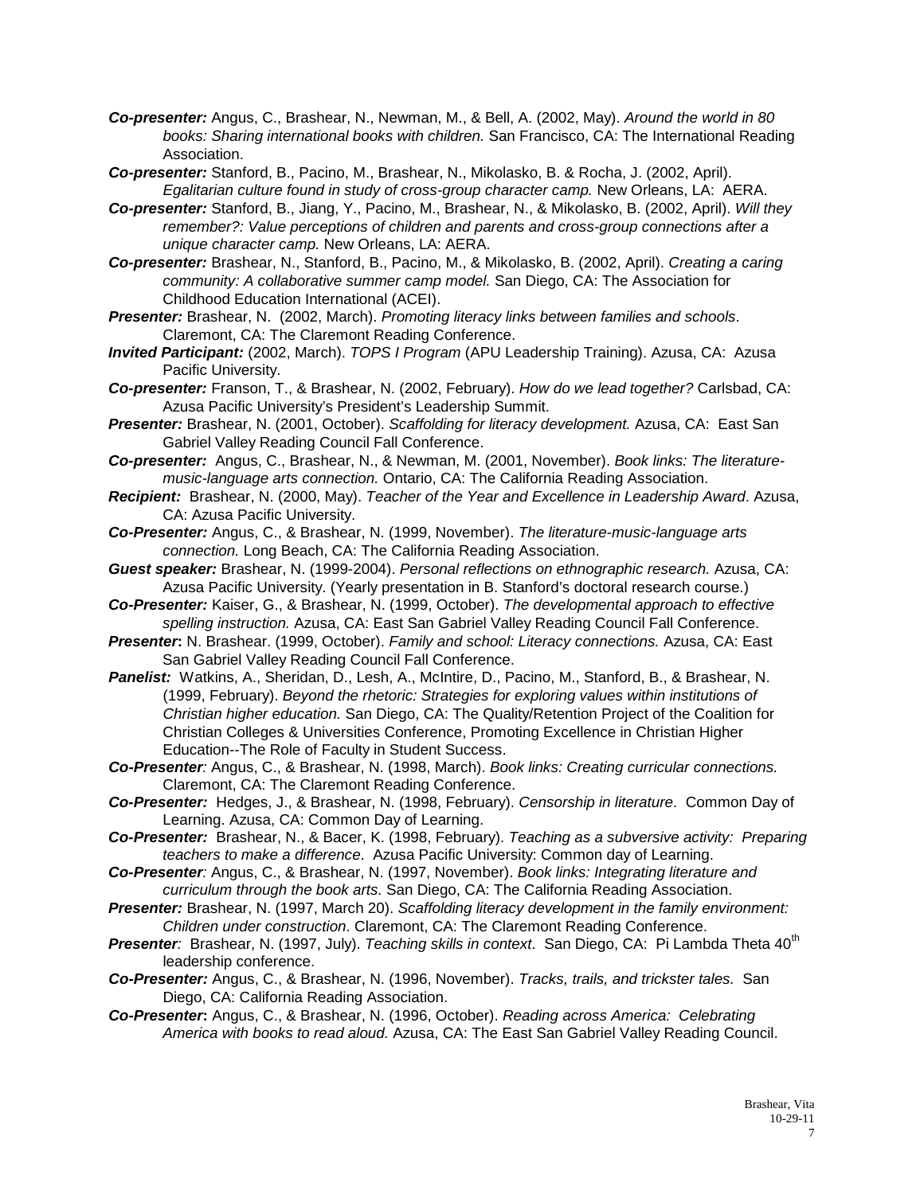***Co-presenter:*** Angus, C., Brashear, N., Newman, M., & Bell, A. (2002, May). *Around the world in 80 books: Sharing international books with children.* San Francisco, CA: The International Reading Association.

***Co-presenter:*** Stanford, B., Pacino, M., Brashear, N., Mikolasko, B. & Rocha, J. (2002, April). *Egalitarian culture found in study of cross-group character camp.* New Orleans, LA: AERA.

***Co-presenter:*** Stanford, B., Jiang, Y., Pacino, M., Brashear, N., & Mikolasko, B. (2002, April). *Will they remember?: Value perceptions of children and parents and cross-group connections after a unique character camp.* New Orleans, LA: AERA.

***Co-presenter:*** Brashear, N., Stanford, B., Pacino, M., & Mikolasko, B. (2002, April). *Creating a caring community: A collaborative summer camp model.* San Diego, CA: The Association for Childhood Education International (ACEI).

***Presenter:*** Brashear, N. (2002, March). *Promoting literacy links between families and schools*. Claremont, CA: The Claremont Reading Conference.

***Invited Participant:*** (2002, March). *TOPS I Program* (APU Leadership Training). Azusa, CA: Azusa Pacific University.

***Co-presenter:*** Franson, T., & Brashear, N. (2002, February). *How do we lead together?* Carlsbad, CA: Azusa Pacific University's President's Leadership Summit.

***Presenter:*** Brashear, N. (2001, October). *Scaffolding for literacy development.* Azusa, CA: East San Gabriel Valley Reading Council Fall Conference.

***Co-presenter:*** Angus, C., Brashear, N., & Newman, M. (2001, November). *Book links: The literature-music-language arts connection.* Ontario, CA: The California Reading Association.

***Recipient:*** Brashear, N. (2000, May). *Teacher of the Year and Excellence in Leadership Award*. Azusa, CA: Azusa Pacific University.

***Co-Presenter:*** Angus, C., & Brashear, N. (1999, November). *The literature-music-language arts connection.* Long Beach, CA: The California Reading Association.

***Guest speaker:*** Brashear, N. (1999-2004). *Personal reflections on ethnographic research.* Azusa, CA: Azusa Pacific University. (Yearly presentation in B. Stanford's doctoral research course.)

***Co-Presenter:*** Kaiser, G., & Brashear, N. (1999, October). *The developmental approach to effective spelling instruction.* Azusa, CA: East San Gabriel Valley Reading Council Fall Conference.

***Presenter*:** N. Brashear. (1999, October). *Family and school: Literacy connections.* Azusa, CA: East San Gabriel Valley Reading Council Fall Conference.

***Panelist:*** Watkins, A., Sheridan, D., Lesh, A., McIntire, D., Pacino, M., Stanford, B., & Brashear, N. (1999, February). *Beyond the rhetoric: Strategies for exploring values within institutions of Christian higher education.* San Diego, CA: The Quality/Retention Project of the Coalition for Christian Colleges & Universities Conference, Promoting Excellence in Christian Higher Education--The Role of Faculty in Student Success.

***Co-Presenter****:* Angus, C., & Brashear, N. (1998, March). *Book links: Creating curricular connections.* Claremont, CA: The Claremont Reading Conference.

***Co-Presenter:*** Hedges, J., & Brashear, N. (1998, February). *Censorship in literature*. Common Day of Learning. Azusa, CA: Common Day of Learning.

***Co-Presenter:*** Brashear, N., & Bacer, K. (1998, February). *Teaching as a subversive activity: Preparing teachers to make a difference*. Azusa Pacific University: Common day of Learning.

***Co-Presenter****:* Angus, C., & Brashear, N. (1997, November). *Book links: Integrating literature and curriculum through the book arts.* San Diego, CA: The California Reading Association.

***Presenter:*** Brashear, N. (1997, March 20). *Scaffolding literacy development in the family environment: Children under construction*. Claremont, CA: The Claremont Reading Conference.

***Presenter****:* Brashear, N. (1997, July). *Teaching skills in context*. San Diego, CA: Pi Lambda Theta 40th leadership conference.

***Co-Presenter:*** Angus, C., & Brashear, N. (1996, November). *Tracks, trails, and trickster tales.* San Diego, CA: California Reading Association.

***Co-Presenter*:** Angus, C., & Brashear, N. (1996, October). *Reading across America: Celebrating America with books to read aloud.* Azusa, CA: The East San Gabriel Valley Reading Council.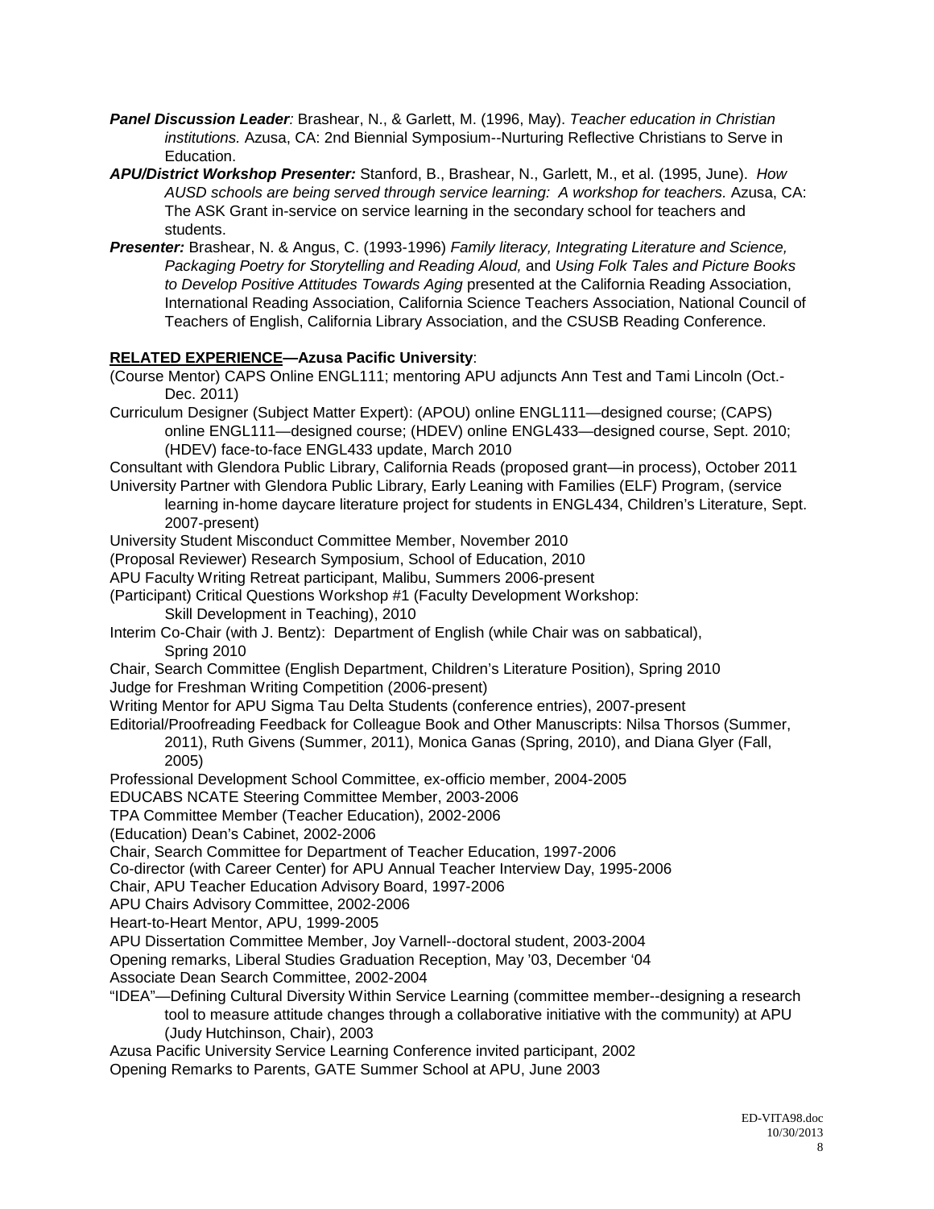***Panel Discussion Leader**:* Brashear, N., & Garlett, M. (1996, May). *Teacher education in Christian institutions.* Azusa, CA: 2nd Biennial Symposium--Nurturing Reflective Christians to Serve in Education.

***APU/District Workshop Presenter:*** Stanford, B., Brashear, N., Garlett, M., et al. (1995, June). *How AUSD schools are being served through service learning: A workshop for teachers.* Azusa, CA: The ASK Grant in-service on service learning in the secondary school for teachers and students.

***Presenter:*** Brashear, N. & Angus, C. (1993-1996) *Family literacy, Integrating Literature and Science, Packaging Poetry for Storytelling and Reading Aloud,* and *Using Folk Tales and Picture Books to Develop Positive Attitudes Towards Aging* presented at the California Reading Association, International Reading Association, California Science Teachers Association, National Council of Teachers of English, California Library Association, and the CSUSB Reading Conference.

**RELATED EXPERIENCE—Azusa Pacific University**:

(Course Mentor) CAPS Online ENGL111; mentoring APU adjuncts Ann Test and Tami Lincoln (Oct.-Dec. 2011)

Curriculum Designer (Subject Matter Expert): (APOU) online ENGL111—designed course; (CAPS) online ENGL111—designed course; (HDEV) online ENGL433—designed course, Sept. 2010; (HDEV) face-to-face ENGL433 update, March 2010

Consultant with Glendora Public Library, California Reads (proposed grant—in process), October 2011

University Partner with Glendora Public Library, Early Leaning with Families (ELF) Program, (service learning in-home daycare literature project for students in ENGL434, Children's Literature, Sept. 2007-present)

University Student Misconduct Committee Member, November 2010

(Proposal Reviewer) Research Symposium, School of Education, 2010

APU Faculty Writing Retreat participant, Malibu, Summers 2006-present

(Participant) Critical Questions Workshop #1 (Faculty Development Workshop: Skill Development in Teaching), 2010

Interim Co-Chair (with J. Bentz): Department of English (while Chair was on sabbatical), Spring 2010

Chair, Search Committee (English Department, Children's Literature Position), Spring 2010

Judge for Freshman Writing Competition (2006-present)

Writing Mentor for APU Sigma Tau Delta Students (conference entries), 2007-present

Editorial/Proofreading Feedback for Colleague Book and Other Manuscripts: Nilsa Thorsos (Summer, 2011), Ruth Givens (Summer, 2011), Monica Ganas (Spring, 2010), and Diana Glyer (Fall, 2005)

Professional Development School Committee, ex-officio member, 2004-2005

EDUCABS NCATE Steering Committee Member, 2003-2006

TPA Committee Member (Teacher Education), 2002-2006

(Education) Dean's Cabinet, 2002-2006

Chair, Search Committee for Department of Teacher Education, 1997-2006

Co-director (with Career Center) for APU Annual Teacher Interview Day, 1995-2006

Chair, APU Teacher Education Advisory Board, 1997-2006

APU Chairs Advisory Committee, 2002-2006

Heart-to-Heart Mentor, APU, 1999-2005

APU Dissertation Committee Member, Joy Varnell--doctoral student, 2003-2004

Opening remarks, Liberal Studies Graduation Reception, May '03, December '04

Associate Dean Search Committee, 2002-2004

"IDEA"—Defining Cultural Diversity Within Service Learning (committee member--designing a research tool to measure attitude changes through a collaborative initiative with the community) at APU (Judy Hutchinson, Chair), 2003

Azusa Pacific University Service Learning Conference invited participant, 2002

Opening Remarks to Parents, GATE Summer School at APU, June 2003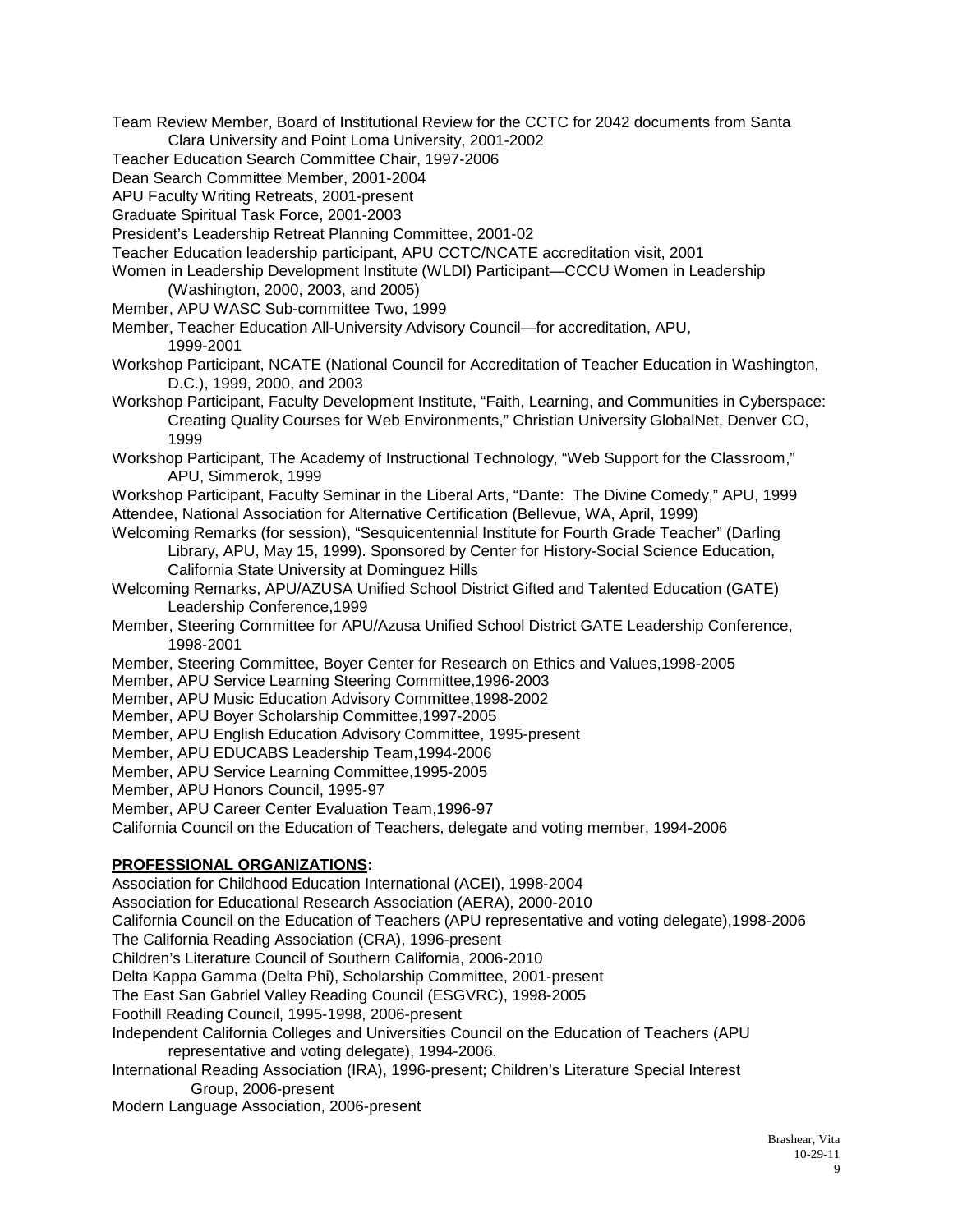Team Review Member, Board of Institutional Review for the CCTC for 2042 documents from Santa Clara University and Point Loma University, 2001-2002

Teacher Education Search Committee Chair, 1997-2006

Dean Search Committee Member, 2001-2004

APU Faculty Writing Retreats, 2001-present

Graduate Spiritual Task Force, 2001-2003

President's Leadership Retreat Planning Committee, 2001-02

Teacher Education leadership participant, APU CCTC/NCATE accreditation visit, 2001

Women in Leadership Development Institute (WLDI) Participant—CCCU Women in Leadership (Washington, 2000, 2003, and 2005)

Member, APU WASC Sub-committee Two, 1999

Member, Teacher Education All-University Advisory Council—for accreditation, APU, 1999-2001

Workshop Participant, NCATE (National Council for Accreditation of Teacher Education in Washington, D.C.), 1999, 2000, and 2003

Workshop Participant, Faculty Development Institute, "Faith, Learning, and Communities in Cyberspace: Creating Quality Courses for Web Environments," Christian University GlobalNet, Denver CO, 1999

Workshop Participant, The Academy of Instructional Technology, "Web Support for the Classroom," APU, Simmerok, 1999

Workshop Participant, Faculty Seminar in the Liberal Arts, "Dante: The Divine Comedy," APU, 1999

Attendee, National Association for Alternative Certification (Bellevue, WA, April, 1999)

Welcoming Remarks (for session), "Sesquicentennial Institute for Fourth Grade Teacher" (Darling Library, APU, May 15, 1999). Sponsored by Center for History-Social Science Education, California State University at Dominguez Hills

Welcoming Remarks, APU/AZUSA Unified School District Gifted and Talented Education (GATE) Leadership Conference,1999

Member, Steering Committee for APU/Azusa Unified School District GATE Leadership Conference, 1998-2001

Member, Steering Committee, Boyer Center for Research on Ethics and Values,1998-2005

Member, APU Service Learning Steering Committee,1996-2003

Member, APU Music Education Advisory Committee,1998-2002

Member, APU Boyer Scholarship Committee,1997-2005

Member, APU English Education Advisory Committee, 1995-present

Member, APU EDUCABS Leadership Team,1994-2006

Member, APU Service Learning Committee,1995-2005

Member, APU Honors Council, 1995-97

Member, APU Career Center Evaluation Team,1996-97

California Council on the Education of Teachers, delegate and voting member, 1994-2006

## PROFESSIONAL ORGANIZATIONS:

Association for Childhood Education International (ACEI), 1998-2004

Association for Educational Research Association (AERA), 2000-2010

California Council on the Education of Teachers (APU representative and voting delegate),1998-2006

The California Reading Association (CRA), 1996-present

Children's Literature Council of Southern California, 2006-2010

Delta Kappa Gamma (Delta Phi), Scholarship Committee, 2001-present

The East San Gabriel Valley Reading Council (ESGVRC), 1998-2005

Foothill Reading Council, 1995-1998, 2006-present

Independent California Colleges and Universities Council on the Education of Teachers (APU representative and voting delegate), 1994-2006.

International Reading Association (IRA), 1996-present; Children's Literature Special Interest Group, 2006-present

Modern Language Association, 2006-present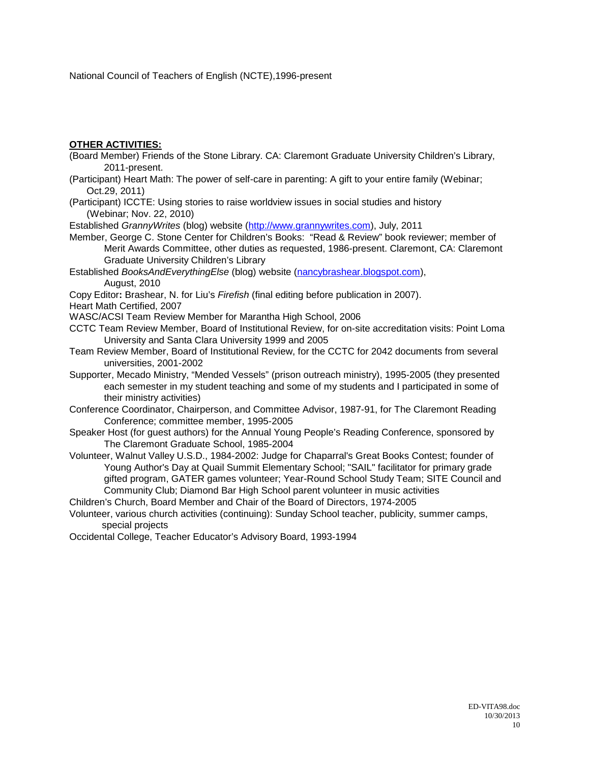National Council of Teachers of English (NCTE),1996-present

**OTHER ACTIVITIES:**

(Board Member) Friends of the Stone Library. CA: Claremont Graduate University Children's Library, 2011-present.

(Participant) Heart Math: The power of self-care in parenting: A gift to your entire family (Webinar; Oct.29, 2011)

(Participant) ICCTE: Using stories to raise worldview issues in social studies and history (Webinar; Nov. 22, 2010)

Established *GrannyWrites* (blog) website (http://www.grannywrites.com), July, 2011

Member, George C. Stone Center for Children's Books: "Read & Review" book reviewer; member of Merit Awards Committee, other duties as requested, 1986-present. Claremont, CA: Claremont Graduate University Children's Library

Established *BooksAndEverythingElse* (blog) website (nancybrashear.blogspot.com), August, 2010

Copy Editor**:** Brashear, N. for Liu's *Firefish* (final editing before publication in 2007).

Heart Math Certified, 2007

WASC/ACSI Team Review Member for Marantha High School, 2006

CCTC Team Review Member, Board of Institutional Review, for on-site accreditation visits: Point Loma University and Santa Clara University 1999 and 2005

Team Review Member, Board of Institutional Review, for the CCTC for 2042 documents from several universities, 2001-2002

Supporter, Mecado Ministry, "Mended Vessels" (prison outreach ministry), 1995-2005 (they presented each semester in my student teaching and some of my students and I participated in some of their ministry activities)

Conference Coordinator, Chairperson, and Committee Advisor, 1987-91, for The Claremont Reading Conference; committee member, 1995-2005

Speaker Host (for guest authors) for the Annual Young People's Reading Conference, sponsored by The Claremont Graduate School, 1985-2004

Volunteer, Walnut Valley U.S.D., 1984-2002: Judge for Chaparral's Great Books Contest; founder of Young Author's Day at Quail Summit Elementary School; "SAIL" facilitator for primary grade gifted program, GATER games volunteer; Year-Round School Study Team; SITE Council and Community Club; Diamond Bar High School parent volunteer in music activities

Children's Church, Board Member and Chair of the Board of Directors, 1974-2005

Volunteer, various church activities (continuing): Sunday School teacher, publicity, summer camps, special projects

Occidental College, Teacher Educator's Advisory Board, 1993-1994